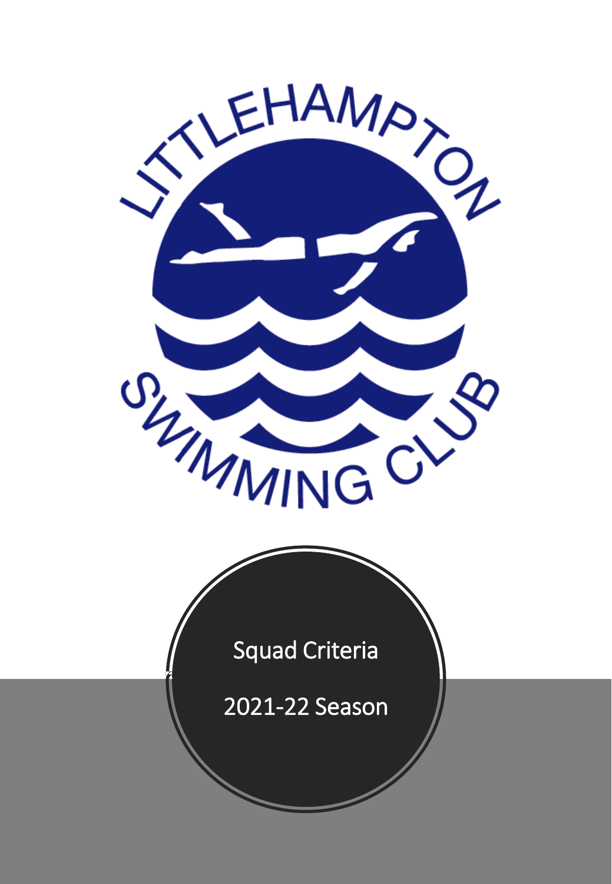LITTLEHAMPTON SWIMMING CLUB

# Squad Criteria

## 2021-22 Season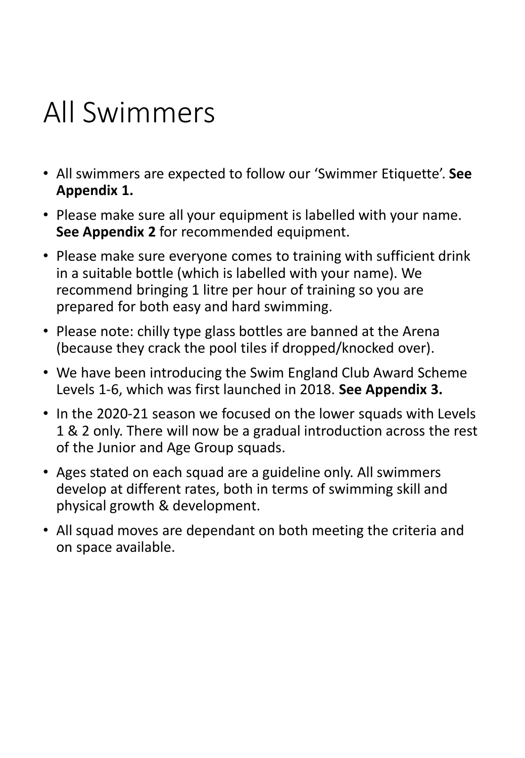# All Swimmers

- All swimmers are expected to follow our 'Swimmer Etiquette'. **See Appendix 1.**
- Please make sure all your equipment is labelled with your name. **See Appendix 2** for recommended equipment.
- Please make sure everyone comes to training with sufficient drink in a suitable bottle (which is labelled with your name). We recommend bringing 1 litre per hour of training so you are prepared for both easy and hard swimming.
- Please note: chilly type glass bottles are banned at the Arena (because they crack the pool tiles if dropped/knocked over).
- We have been introducing the Swim England Club Award Scheme Levels 1-6, which was first launched in 2018. **See Appendix 3.**
- In the 2020-21 season we focused on the lower squads with Levels 1 & 2 only. There will now be a gradual introduction across the rest of the Junior and Age Group squads.
- Ages stated on each squad are a guideline only. All swimmers develop at different rates, both in terms of swimming skill and physical growth & development.
- All squad moves are dependant on both meeting the criteria and on space available.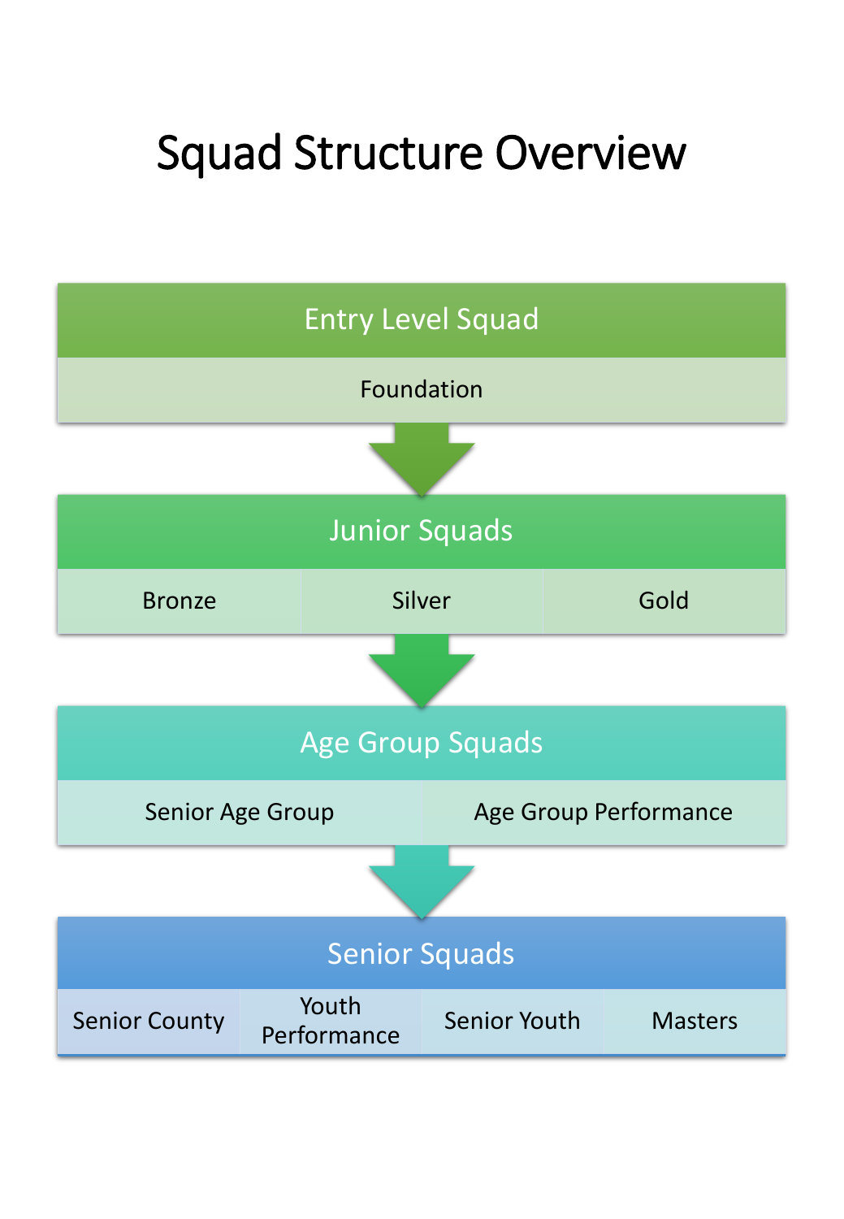# Squad Structure Overview

## Entry Level Squad

Foundation

↓

## Junior Squads

| Bronze | Silver | Gold |
|---|---|---|

↓

## Age Group Squads

| Senior Age Group | Age Group Performance |
|---|---|

↓

## Senior Squads

| Senior County | Youth Performance | Senior Youth | Masters |
|---|---|---|---|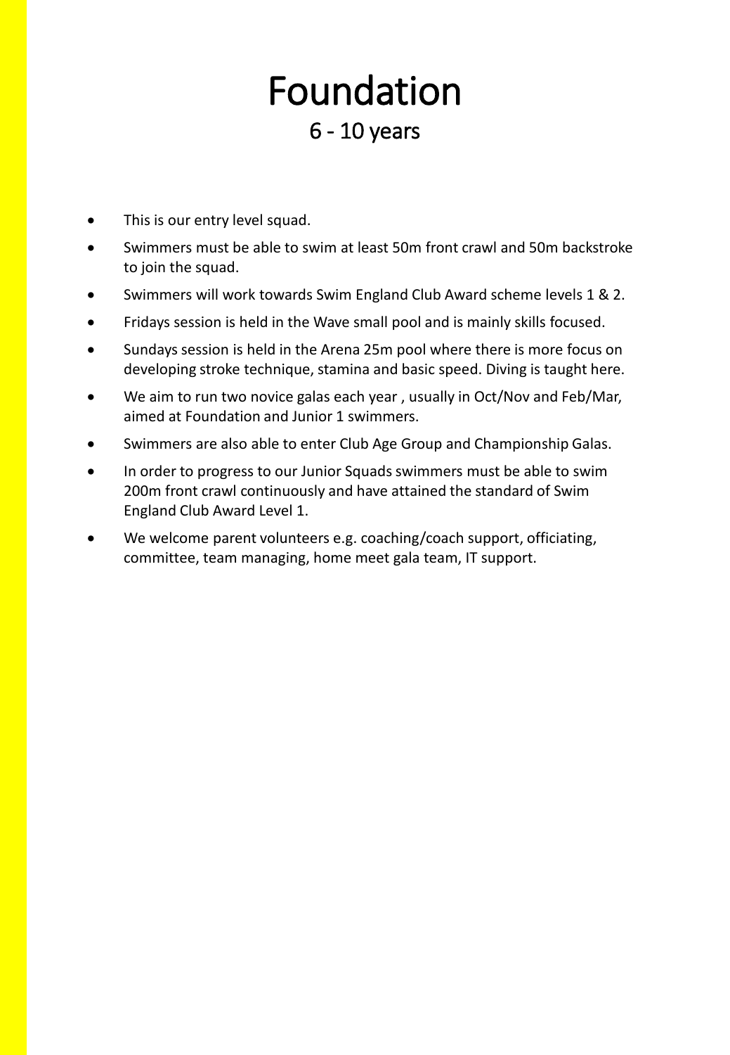# Foundation

## 6 - 10 years

- This is our entry level squad.
- Swimmers must be able to swim at least 50m front crawl and 50m backstroke to join the squad.
- Swimmers will work towards Swim England Club Award scheme levels 1 & 2.
- Fridays session is held in the Wave small pool and is mainly skills focused.
- Sundays session is held in the Arena 25m pool where there is more focus on developing stroke technique, stamina and basic speed. Diving is taught here.
- We aim to run two novice galas each year , usually in Oct/Nov and Feb/Mar, aimed at Foundation and Junior 1 swimmers.
- Swimmers are also able to enter Club Age Group and Championship Galas.
- In order to progress to our Junior Squads swimmers must be able to swim 200m front crawl continuously and have attained the standard of Swim England Club Award Level 1.
- We welcome parent volunteers e.g. coaching/coach support, officiating, committee, team managing, home meet gala team, IT support.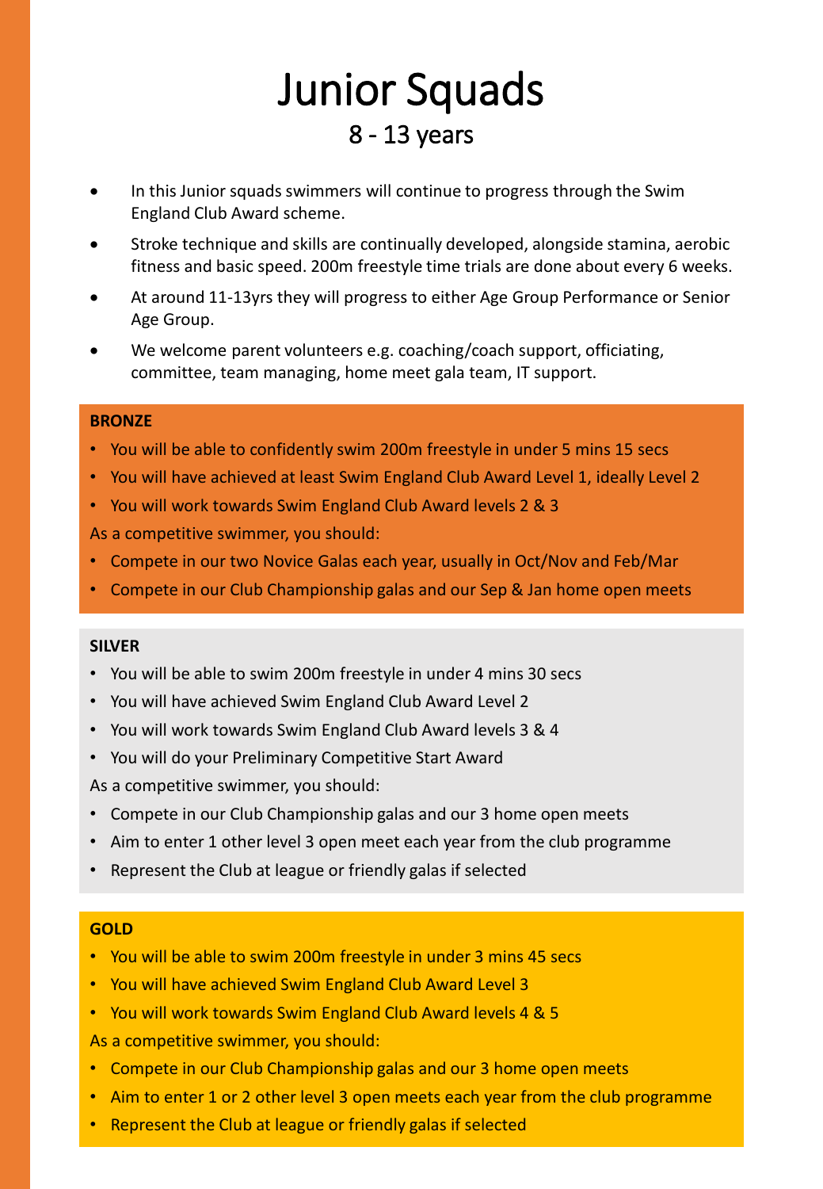# Junior Squads

## 8 - 13 years

- In this Junior squads swimmers will continue to progress through the Swim England Club Award scheme.
- Stroke technique and skills are continually developed, alongside stamina, aerobic fitness and basic speed. 200m freestyle time trials are done about every 6 weeks.
- At around 11-13yrs they will progress to either Age Group Performance or Senior Age Group.
- We welcome parent volunteers e.g. coaching/coach support, officiating, committee, team managing, home meet gala team, IT support.

**BRONZE**

- You will be able to confidently swim 200m freestyle in under 5 mins 15 secs
- You will have achieved at least Swim England Club Award Level 1, ideally Level 2
- You will work towards Swim England Club Award levels 2 & 3

As a competitive swimmer, you should:

- Compete in our two Novice Galas each year, usually in Oct/Nov and Feb/Mar
- Compete in our Club Championship galas and our Sep & Jan home open meets

**SILVER**

- You will be able to swim 200m freestyle in under 4 mins 30 secs
- You will have achieved Swim England Club Award Level 2
- You will work towards Swim England Club Award levels 3 & 4
- You will do your Preliminary Competitive Start Award

As a competitive swimmer, you should:

- Compete in our Club Championship galas and our 3 home open meets
- Aim to enter 1 other level 3 open meet each year from the club programme
- Represent the Club at league or friendly galas if selected

**GOLD**

- You will be able to swim 200m freestyle in under 3 mins 45 secs
- You will have achieved Swim England Club Award Level 3
- You will work towards Swim England Club Award levels 4 & 5

As a competitive swimmer, you should:

- Compete in our Club Championship galas and our 3 home open meets
- Aim to enter 1 or 2 other level 3 open meets each year from the club programme
- Represent the Club at league or friendly galas if selected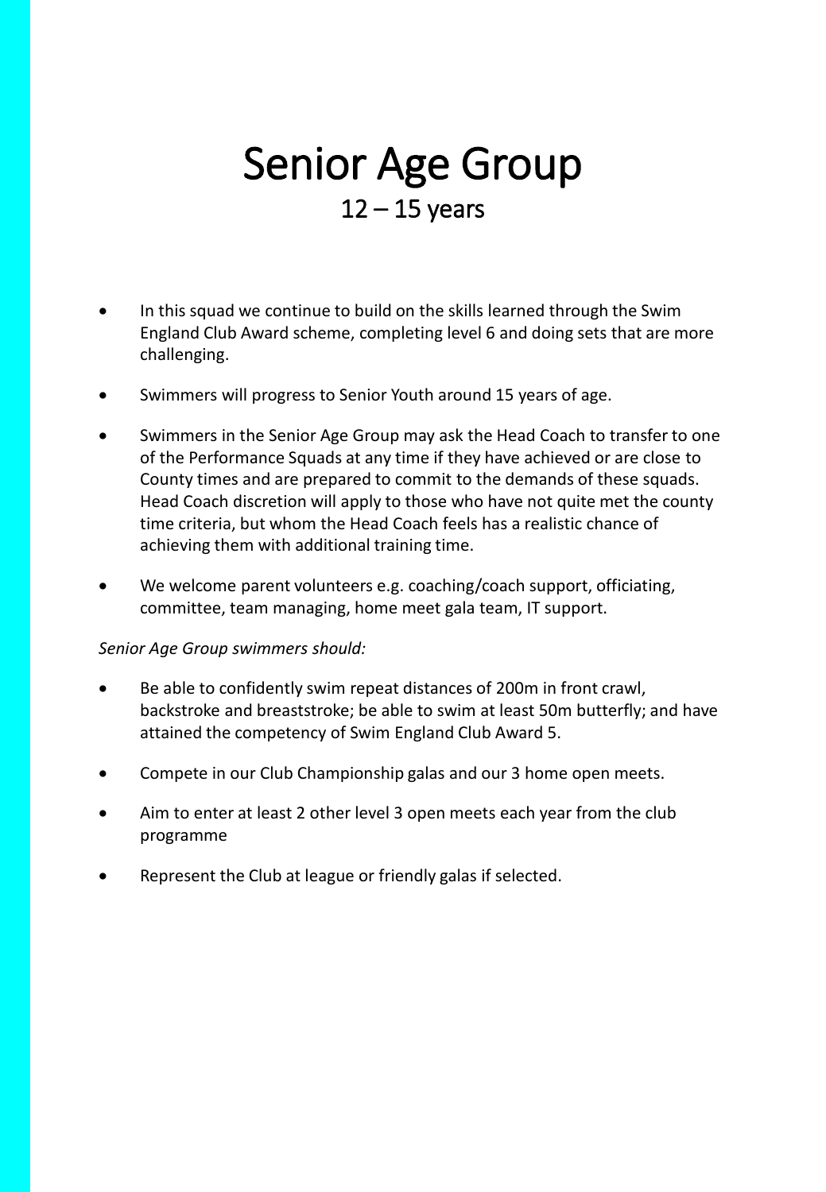# Senior Age Group

## 12 – 15 years

- In this squad we continue to build on the skills learned through the Swim England Club Award scheme, completing level 6 and doing sets that are more challenging.
- Swimmers will progress to Senior Youth around 15 years of age.
- Swimmers in the Senior Age Group may ask the Head Coach to transfer to one of the Performance Squads at any time if they have achieved or are close to County times and are prepared to commit to the demands of these squads. Head Coach discretion will apply to those who have not quite met the county time criteria, but whom the Head Coach feels has a realistic chance of achieving them with additional training time.
- We welcome parent volunteers e.g. coaching/coach support, officiating, committee, team managing, home meet gala team, IT support.

*Senior Age Group swimmers should:*

- Be able to confidently swim repeat distances of 200m in front crawl, backstroke and breaststroke; be able to swim at least 50m butterfly; and have attained the competency of Swim England Club Award 5.
- Compete in our Club Championship galas and our 3 home open meets.
- Aim to enter at least 2 other level 3 open meets each year from the club programme
- Represent the Club at league or friendly galas if selected.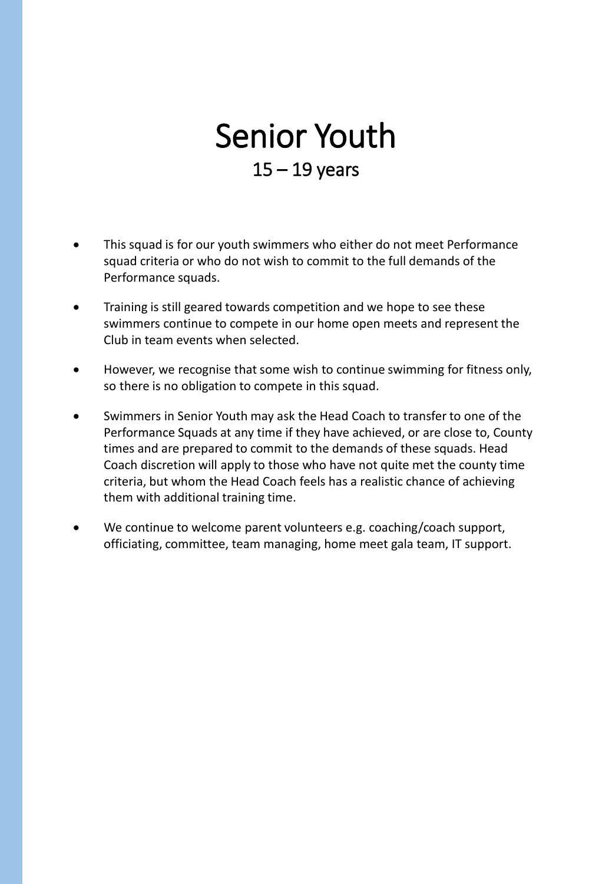# Senior Youth

## 15 – 19 years

- This squad is for our youth swimmers who either do not meet Performance squad criteria or who do not wish to commit to the full demands of the Performance squads.
- Training is still geared towards competition and we hope to see these swimmers continue to compete in our home open meets and represent the Club in team events when selected.
- However, we recognise that some wish to continue swimming for fitness only, so there is no obligation to compete in this squad.
- Swimmers in Senior Youth may ask the Head Coach to transfer to one of the Performance Squads at any time if they have achieved, or are close to, County times and are prepared to commit to the demands of these squads. Head Coach discretion will apply to those who have not quite met the county time criteria, but whom the Head Coach feels has a realistic chance of achieving them with additional training time.
- We continue to welcome parent volunteers e.g. coaching/coach support, officiating, committee, team managing, home meet gala team, IT support.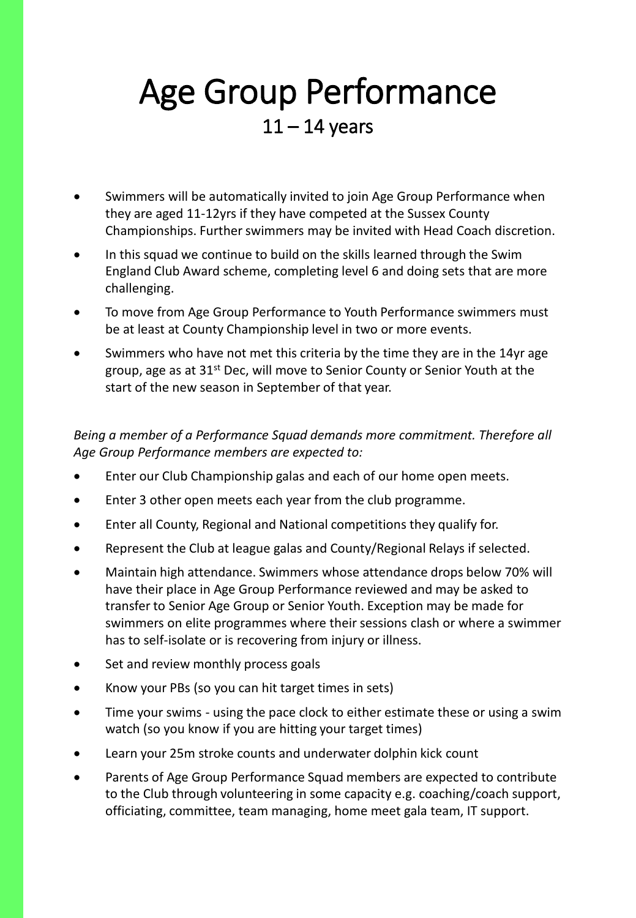# Age Group Performance

## 11 – 14 years

- Swimmers will be automatically invited to join Age Group Performance when they are aged 11-12yrs if they have competed at the Sussex County Championships. Further swimmers may be invited with Head Coach discretion.
- In this squad we continue to build on the skills learned through the Swim England Club Award scheme, completing level 6 and doing sets that are more challenging.
- To move from Age Group Performance to Youth Performance swimmers must be at least at County Championship level in two or more events.
- Swimmers who have not met this criteria by the time they are in the 14yr age group, age as at 31st Dec, will move to Senior County or Senior Youth at the start of the new season in September of that year.

*Being a member of a Performance Squad demands more commitment. Therefore all Age Group Performance members are expected to:*

- Enter our Club Championship galas and each of our home open meets.
- Enter 3 other open meets each year from the club programme.
- Enter all County, Regional and National competitions they qualify for.
- Represent the Club at league galas and County/Regional Relays if selected.
- Maintain high attendance. Swimmers whose attendance drops below 70% will have their place in Age Group Performance reviewed and may be asked to transfer to Senior Age Group or Senior Youth. Exception may be made for swimmers on elite programmes where their sessions clash or where a swimmer has to self-isolate or is recovering from injury or illness.
- Set and review monthly process goals
- Know your PBs (so you can hit target times in sets)
- Time your swims - using the pace clock to either estimate these or using a swim watch (so you know if you are hitting your target times)
- Learn your 25m stroke counts and underwater dolphin kick count
- Parents of Age Group Performance Squad members are expected to contribute to the Club through volunteering in some capacity e.g. coaching/coach support, officiating, committee, team managing, home meet gala team, IT support.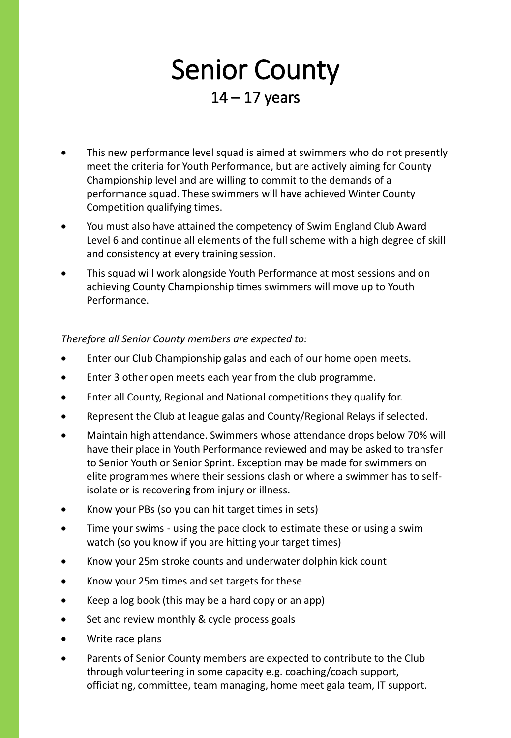# Senior County

## 14 – 17 years

- This new performance level squad is aimed at swimmers who do not presently meet the criteria for Youth Performance, but are actively aiming for County Championship level and are willing to commit to the demands of a performance squad. These swimmers will have achieved Winter County Competition qualifying times.
- You must also have attained the competency of Swim England Club Award Level 6 and continue all elements of the full scheme with a high degree of skill and consistency at every training session.
- This squad will work alongside Youth Performance at most sessions and on achieving County Championship times swimmers will move up to Youth Performance.

*Therefore all Senior County members are expected to:*

- Enter our Club Championship galas and each of our home open meets.
- Enter 3 other open meets each year from the club programme.
- Enter all County, Regional and National competitions they qualify for.
- Represent the Club at league galas and County/Regional Relays if selected.
- Maintain high attendance. Swimmers whose attendance drops below 70% will have their place in Youth Performance reviewed and may be asked to transfer to Senior Youth or Senior Sprint. Exception may be made for swimmers on elite programmes where their sessions clash or where a swimmer has to self-isolate or is recovering from injury or illness.
- Know your PBs (so you can hit target times in sets)
- Time your swims - using the pace clock to estimate these or using a swim watch (so you know if you are hitting your target times)
- Know your 25m stroke counts and underwater dolphin kick count
- Know your 25m times and set targets for these
- Keep a log book (this may be a hard copy or an app)
- Set and review monthly & cycle process goals
- Write race plans
- Parents of Senior County members are expected to contribute to the Club through volunteering in some capacity e.g. coaching/coach support, officiating, committee, team managing, home meet gala team, IT support.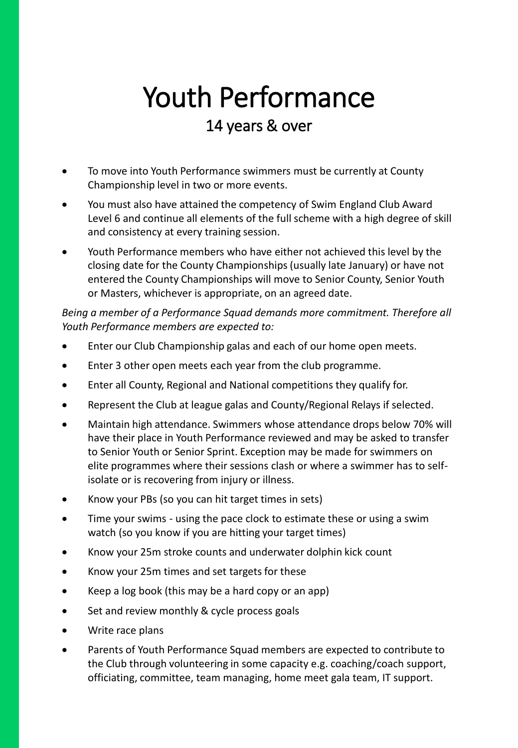# Youth Performance

## 14 years & over

- To move into Youth Performance swimmers must be currently at County Championship level in two or more events.
- You must also have attained the competency of Swim England Club Award Level 6 and continue all elements of the full scheme with a high degree of skill and consistency at every training session.
- Youth Performance members who have either not achieved this level by the closing date for the County Championships (usually late January) or have not entered the County Championships will move to Senior County, Senior Youth or Masters, whichever is appropriate, on an agreed date.

*Being a member of a Performance Squad demands more commitment. Therefore all Youth Performance members are expected to:*

- Enter our Club Championship galas and each of our home open meets.
- Enter 3 other open meets each year from the club programme.
- Enter all County, Regional and National competitions they qualify for.
- Represent the Club at league galas and County/Regional Relays if selected.
- Maintain high attendance. Swimmers whose attendance drops below 70% will have their place in Youth Performance reviewed and may be asked to transfer to Senior Youth or Senior Sprint. Exception may be made for swimmers on elite programmes where their sessions clash or where a swimmer has to self-isolate or is recovering from injury or illness.
- Know your PBs (so you can hit target times in sets)
- Time your swims - using the pace clock to estimate these or using a swim watch (so you know if you are hitting your target times)
- Know your 25m stroke counts and underwater dolphin kick count
- Know your 25m times and set targets for these
- Keep a log book (this may be a hard copy or an app)
- Set and review monthly & cycle process goals
- Write race plans
- Parents of Youth Performance Squad members are expected to contribute to the Club through volunteering in some capacity e.g. coaching/coach support, officiating, committee, team managing, home meet gala team, IT support.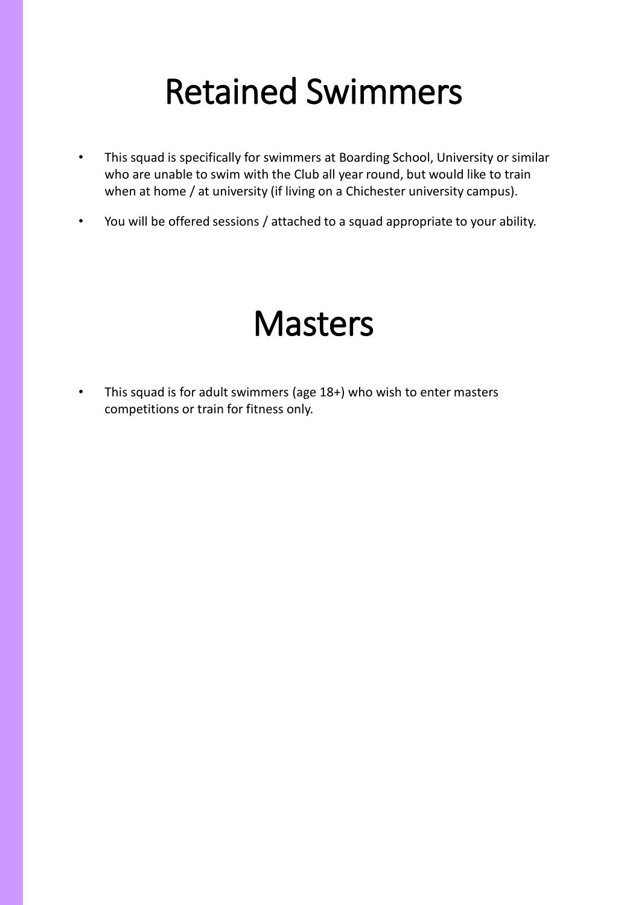# Retained Swimmers

- This squad is specifically for swimmers at Boarding School, University or similar who are unable to swim with the Club all year round, but would like to train when at home / at university (if living on a Chichester university campus).
- You will be offered sessions / attached to a squad appropriate to your ability.

# Masters

- This squad is for adult swimmers (age 18+) who wish to enter masters competitions or train for fitness only.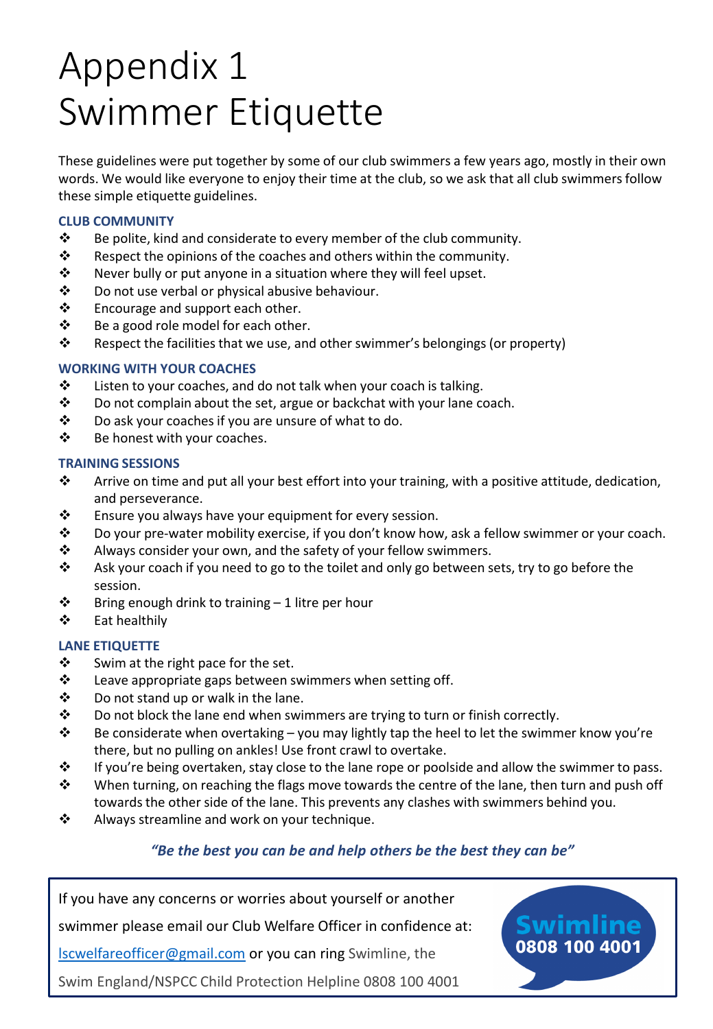# Appendix 1
# Swimmer Etiquette

These guidelines were put together by some of our club swimmers a few years ago, mostly in their own words. We would like everyone to enjoy their time at the club, so we ask that all club swimmers follow these simple etiquette guidelines.

### CLUB COMMUNITY

- Be polite, kind and considerate to every member of the club community.
- Respect the opinions of the coaches and others within the community.
- Never bully or put anyone in a situation where they will feel upset.
- Do not use verbal or physical abusive behaviour.
- Encourage and support each other.
- Be a good role model for each other.
- Respect the facilities that we use, and other swimmer's belongings (or property)

### WORKING WITH YOUR COACHES

- Listen to your coaches, and do not talk when your coach is talking.
- Do not complain about the set, argue or backchat with your lane coach.
- Do ask your coaches if you are unsure of what to do.
- Be honest with your coaches.

### TRAINING SESSIONS

- Arrive on time and put all your best effort into your training, with a positive attitude, dedication, and perseverance.
- Ensure you always have your equipment for every session.
- Do your pre-water mobility exercise, if you don't know how, ask a fellow swimmer or your coach.
- Always consider your own, and the safety of your fellow swimmers.
- Ask your coach if you need to go to the toilet and only go between sets, try to go before the session.
- Bring enough drink to training – 1 litre per hour
- Eat healthily

### LANE ETIQUETTE

- Swim at the right pace for the set.
- Leave appropriate gaps between swimmers when setting off.
- Do not stand up or walk in the lane.
- Do not block the lane end when swimmers are trying to turn or finish correctly.
- Be considerate when overtaking – you may lightly tap the heel to let the swimmer know you're there, but no pulling on ankles! Use front crawl to overtake.
- If you're being overtaken, stay close to the lane rope or poolside and allow the swimmer to pass.
- When turning, on reaching the flags move towards the centre of the lane, then turn and push off towards the other side of the lane. This prevents any clashes with swimmers behind you.
- Always streamline and work on your technique.

***"Be the best you can be and help others be the best they can be"***

If you have any concerns or worries about yourself or another swimmer please email our Club Welfare Officer in confidence at: lscwelfareofficer@gmail.com or you can ring Swimline, the Swim England/NSPCC Child Protection Helpline 0808 100 4001

**Swimline 0808 100 4001**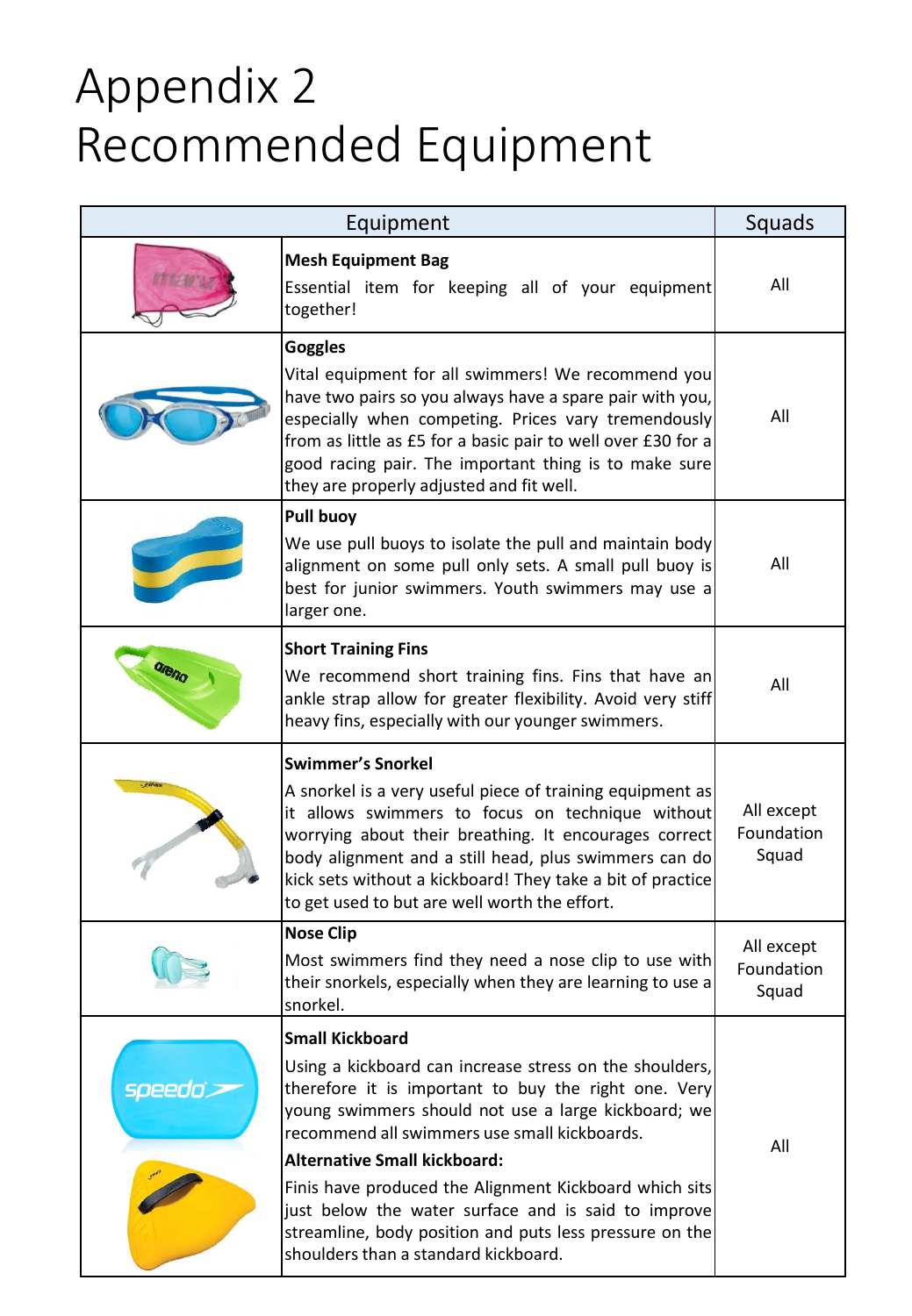# Appendix 2
# Recommended Equipment

| Equipment | | Squads |
|---|---|---|
| | **Mesh Equipment Bag**<br>Essential item for keeping all of your equipment together! | All |
| | **Goggles**<br>Vital equipment for all swimmers! We recommend you have two pairs so you always have a spare pair with you, especially when competing. Prices vary tremendously from as little as £5 for a basic pair to well over £30 for a good racing pair. The important thing is to make sure they are properly adjusted and fit well. | All |
| | **Pull buoy**<br>We use pull buoys to isolate the pull and maintain body alignment on some pull only sets. A small pull buoy is best for junior swimmers. Youth swimmers may use a larger one. | All |
| | **Short Training Fins**<br>We recommend short training fins. Fins that have an ankle strap allow for greater flexibility. Avoid very stiff heavy fins, especially with our younger swimmers. | All |
| | **Swimmer's Snorkel**<br>A snorkel is a very useful piece of training equipment as it allows swimmers to focus on technique without worrying about their breathing. It encourages correct body alignment and a still head, plus swimmers can do kick sets without a kickboard! They take a bit of practice to get used to but are well worth the effort. | All except Foundation Squad |
| | **Nose Clip**<br>Most swimmers find they need a nose clip to use with their snorkels, especially when they are learning to use a snorkel. | All except Foundation Squad |
| | **Small Kickboard**<br>Using a kickboard can increase stress on the shoulders, therefore it is important to buy the right one. Very young swimmers should not use a large kickboard; we recommend all swimmers use small kickboards.<br>**Alternative Small kickboard:**<br>Finis have produced the Alignment Kickboard which sits just below the water surface and is said to improve streamline, body position and puts less pressure on the shoulders than a standard kickboard. | All |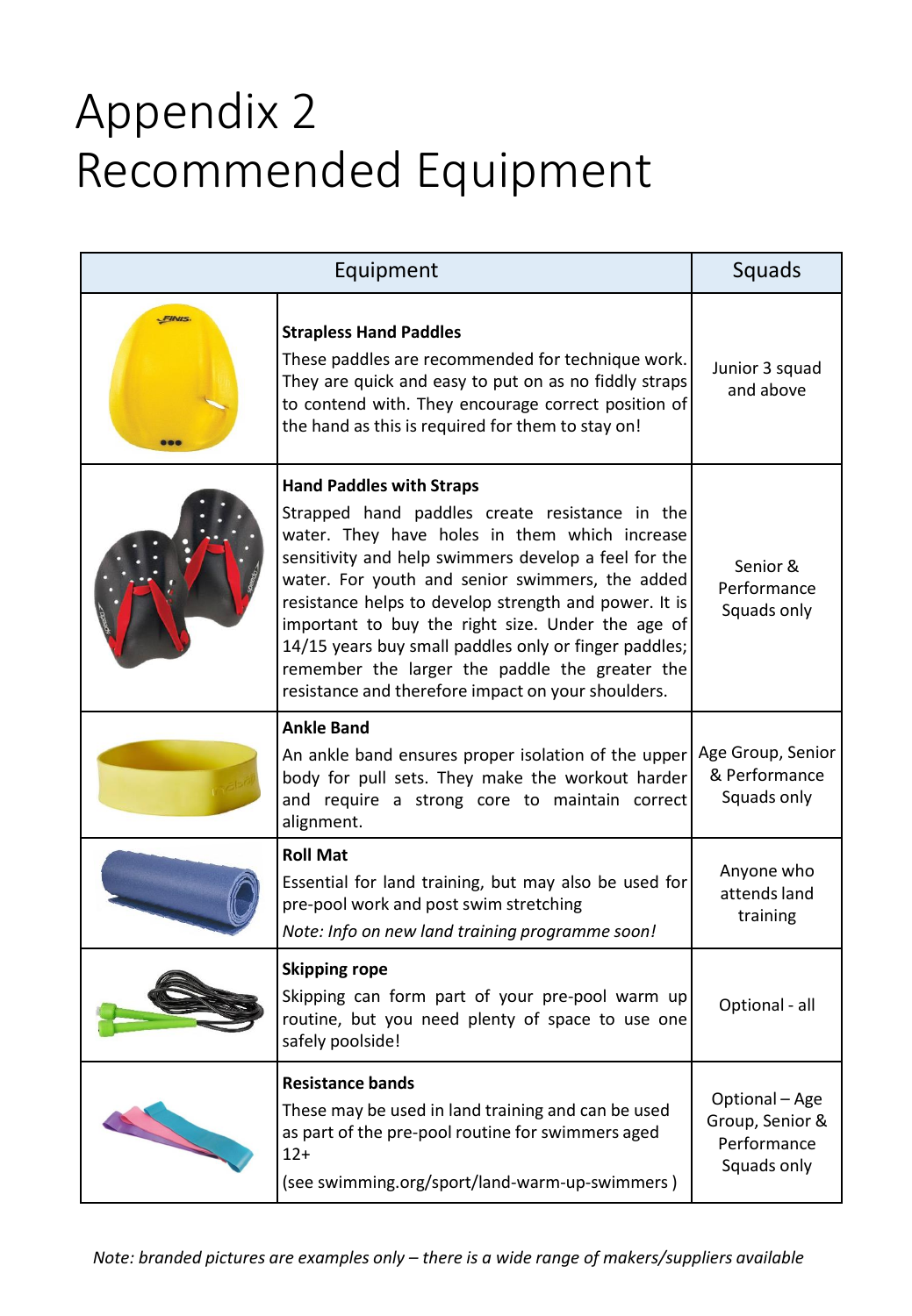# Appendix 2
# Recommended Equipment

| Equipment | | Squads |
|---|---|---|
| | **Strapless Hand Paddles**<br>These paddles are recommended for technique work. They are quick and easy to put on as no fiddly straps to contend with. They encourage correct position of the hand as this is required for them to stay on! | Junior 3 squad and above |
| | **Hand Paddles with Straps**<br>Strapped hand paddles create resistance in the water. They have holes in them which increase sensitivity and help swimmers develop a feel for the water. For youth and senior swimmers, the added resistance helps to develop strength and power. It is important to buy the right size. Under the age of 14/15 years buy small paddles only or finger paddles; remember the larger the paddle the greater the resistance and therefore impact on your shoulders. | Senior & Performance Squads only |
| | **Ankle Band**<br>An ankle band ensures proper isolation of the upper body for pull sets. They make the workout harder and require a strong core to maintain correct alignment. | Age Group, Senior & Performance Squads only |
| | **Roll Mat**<br>Essential for land training, but may also be used for pre-pool work and post swim stretching<br>*Note: Info on new land training programme soon!* | Anyone who attends land training |
| | **Skipping rope**<br>Skipping can form part of your pre-pool warm up routine, but you need plenty of space to use one safely poolside! | Optional - all |
| | **Resistance bands**<br>These may be used in land training and can be used as part of the pre-pool routine for swimmers aged 12+<br>(see swimming.org/sport/land-warm-up-swimmers ) | Optional – Age Group, Senior & Performance Squads only |

*Note: branded pictures are examples only – there is a wide range of makers/suppliers available*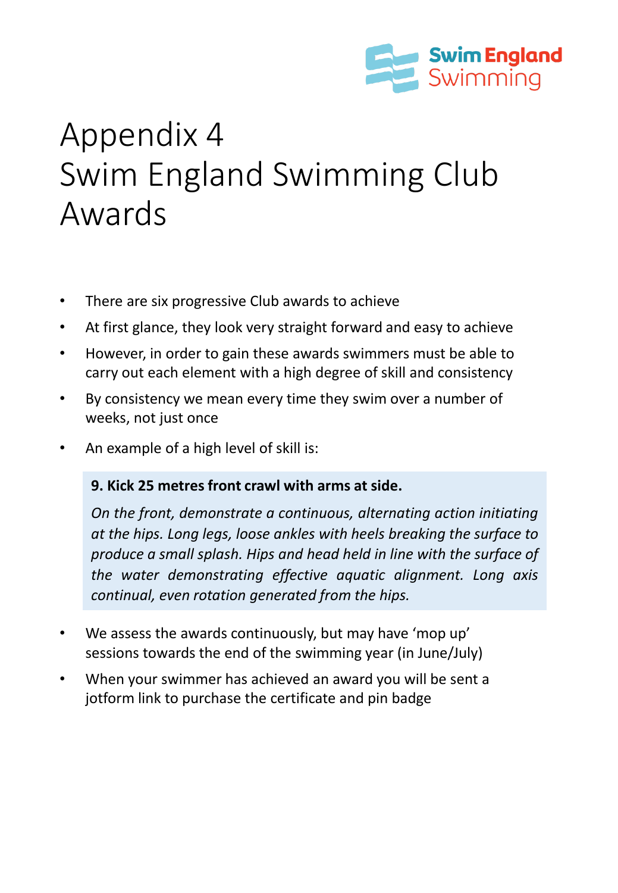# Appendix 4
# Swim England Swimming Club Awards

- There are six progressive Club awards to achieve
- At first glance, they look very straight forward and easy to achieve
- However, in order to gain these awards swimmers must be able to carry out each element with a high degree of skill and consistency
- By consistency we mean every time they swim over a number of weeks, not just once
- An example of a high level of skill is:

> **9. Kick 25 metres front crawl with arms at side.**
>
> *On the front, demonstrate a continuous, alternating action initiating at the hips. Long legs, loose ankles with heels breaking the surface to produce a small splash. Hips and head held in line with the surface of the water demonstrating effective aquatic alignment. Long axis continual, even rotation generated from the hips.*

- We assess the awards continuously, but may have 'mop up' sessions towards the end of the swimming year (in June/July)
- When your swimmer has achieved an award you will be sent a jotform link to purchase the certificate and pin badge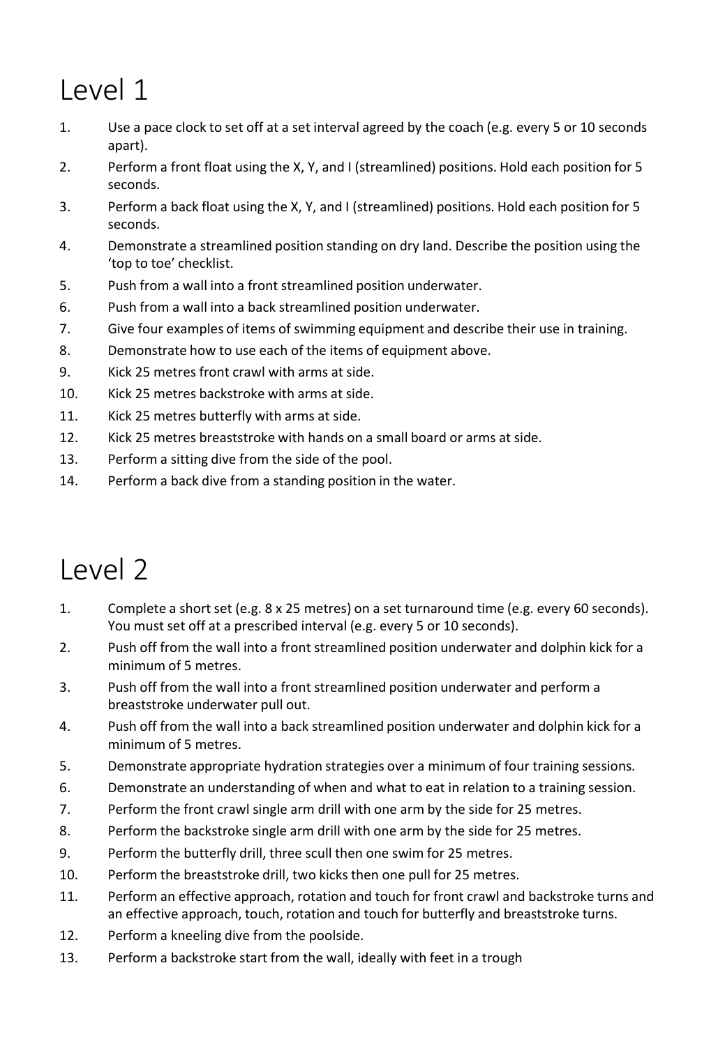# Level 1

1. Use a pace clock to set off at a set interval agreed by the coach (e.g. every 5 or 10 seconds apart).
2. Perform a front float using the X, Y, and I (streamlined) positions. Hold each position for 5 seconds.
3. Perform a back float using the X, Y, and I (streamlined) positions. Hold each position for 5 seconds.
4. Demonstrate a streamlined position standing on dry land. Describe the position using the 'top to toe' checklist.
5. Push from a wall into a front streamlined position underwater.
6. Push from a wall into a back streamlined position underwater.
7. Give four examples of items of swimming equipment and describe their use in training.
8. Demonstrate how to use each of the items of equipment above.
9. Kick 25 metres front crawl with arms at side.
10. Kick 25 metres backstroke with arms at side.
11. Kick 25 metres butterfly with arms at side.
12. Kick 25 metres breaststroke with hands on a small board or arms at side.
13. Perform a sitting dive from the side of the pool.
14. Perform a back dive from a standing position in the water.

# Level 2

1. Complete a short set (e.g. 8 x 25 metres) on a set turnaround time (e.g. every 60 seconds). You must set off at a prescribed interval (e.g. every 5 or 10 seconds).
2. Push off from the wall into a front streamlined position underwater and dolphin kick for a minimum of 5 metres.
3. Push off from the wall into a front streamlined position underwater and perform a breaststroke underwater pull out.
4. Push off from the wall into a back streamlined position underwater and dolphin kick for a minimum of 5 metres.
5. Demonstrate appropriate hydration strategies over a minimum of four training sessions.
6. Demonstrate an understanding of when and what to eat in relation to a training session.
7. Perform the front crawl single arm drill with one arm by the side for 25 metres.
8. Perform the backstroke single arm drill with one arm by the side for 25 metres.
9. Perform the butterfly drill, three scull then one swim for 25 metres.
10. Perform the breaststroke drill, two kicks then one pull for 25 metres.
11. Perform an effective approach, rotation and touch for front crawl and backstroke turns and an effective approach, touch, rotation and touch for butterfly and breaststroke turns.
12. Perform a kneeling dive from the poolside.
13. Perform a backstroke start from the wall, ideally with feet in a trough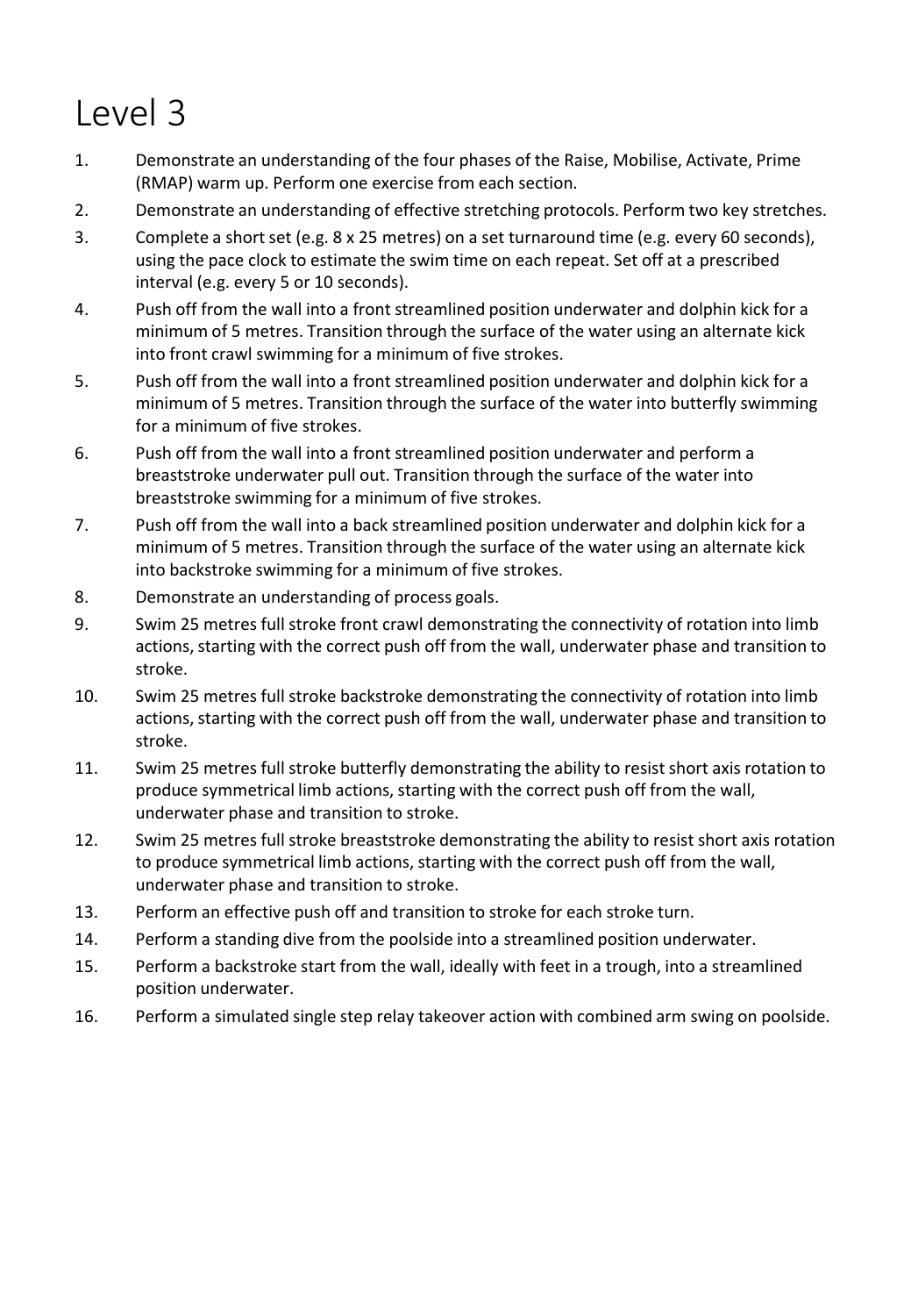# Level 3

1. Demonstrate an understanding of the four phases of the Raise, Mobilise, Activate, Prime (RMAP) warm up. Perform one exercise from each section.
2. Demonstrate an understanding of effective stretching protocols. Perform two key stretches.
3. Complete a short set (e.g. 8 x 25 metres) on a set turnaround time (e.g. every 60 seconds), using the pace clock to estimate the swim time on each repeat. Set off at a prescribed interval (e.g. every 5 or 10 seconds).
4. Push off from the wall into a front streamlined position underwater and dolphin kick for a minimum of 5 metres. Transition through the surface of the water using an alternate kick into front crawl swimming for a minimum of five strokes.
5. Push off from the wall into a front streamlined position underwater and dolphin kick for a minimum of 5 metres. Transition through the surface of the water into butterfly swimming for a minimum of five strokes.
6. Push off from the wall into a front streamlined position underwater and perform a breaststroke underwater pull out. Transition through the surface of the water into breaststroke swimming for a minimum of five strokes.
7. Push off from the wall into a back streamlined position underwater and dolphin kick for a minimum of 5 metres. Transition through the surface of the water using an alternate kick into backstroke swimming for a minimum of five strokes.
8. Demonstrate an understanding of process goals.
9. Swim 25 metres full stroke front crawl demonstrating the connectivity of rotation into limb actions, starting with the correct push off from the wall, underwater phase and transition to stroke.
10. Swim 25 metres full stroke backstroke demonstrating the connectivity of rotation into limb actions, starting with the correct push off from the wall, underwater phase and transition to stroke.
11. Swim 25 metres full stroke butterfly demonstrating the ability to resist short axis rotation to produce symmetrical limb actions, starting with the correct push off from the wall, underwater phase and transition to stroke.
12. Swim 25 metres full stroke breaststroke demonstrating the ability to resist short axis rotation to produce symmetrical limb actions, starting with the correct push off from the wall, underwater phase and transition to stroke.
13. Perform an effective push off and transition to stroke for each stroke turn.
14. Perform a standing dive from the poolside into a streamlined position underwater.
15. Perform a backstroke start from the wall, ideally with feet in a trough, into a streamlined position underwater.
16. Perform a simulated single step relay takeover action with combined arm swing on poolside.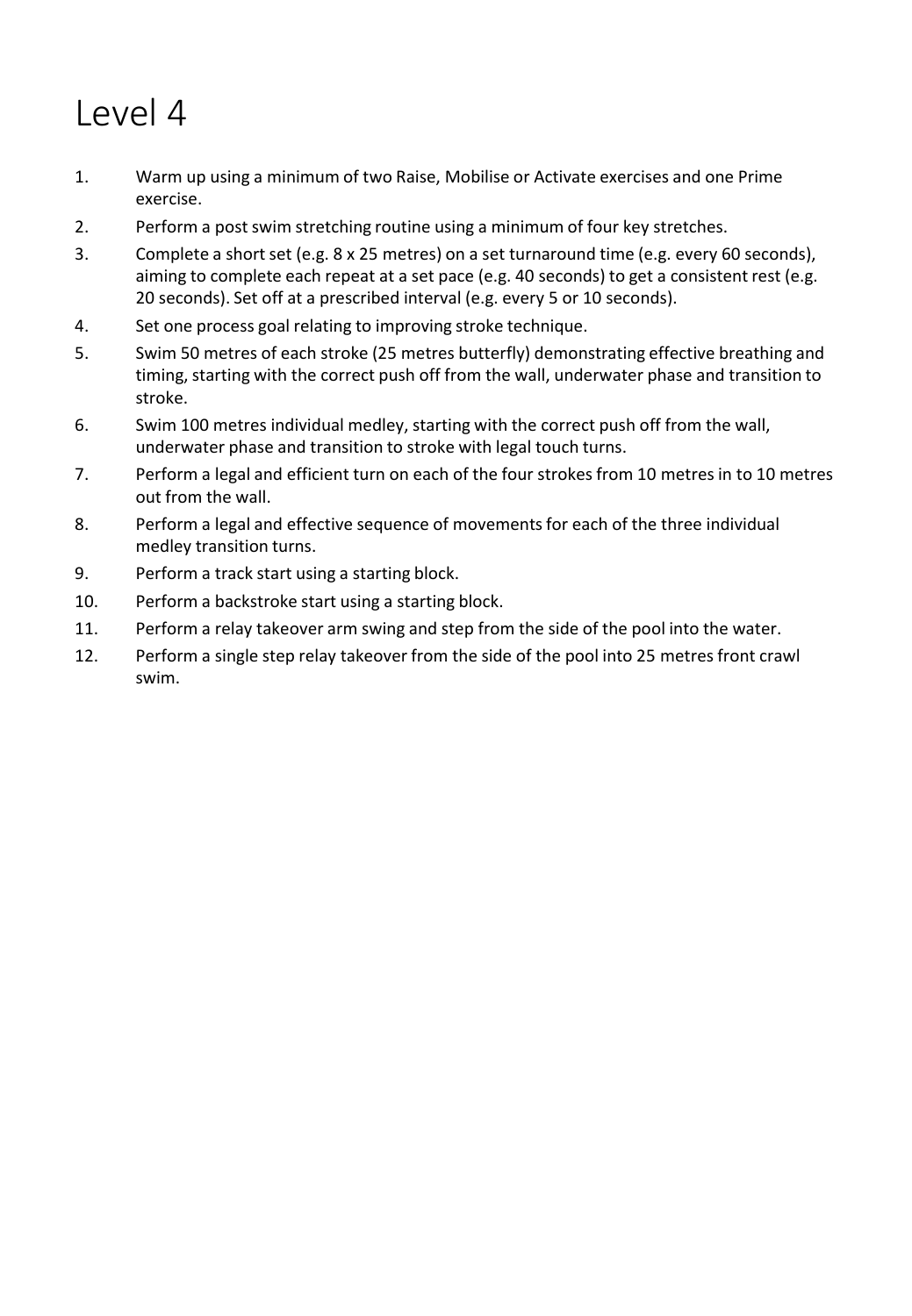# Level 4

1. Warm up using a minimum of two Raise, Mobilise or Activate exercises and one Prime exercise.
2. Perform a post swim stretching routine using a minimum of four key stretches.
3. Complete a short set (e.g. 8 x 25 metres) on a set turnaround time (e.g. every 60 seconds), aiming to complete each repeat at a set pace (e.g. 40 seconds) to get a consistent rest (e.g. 20 seconds). Set off at a prescribed interval (e.g. every 5 or 10 seconds).
4. Set one process goal relating to improving stroke technique.
5. Swim 50 metres of each stroke (25 metres butterfly) demonstrating effective breathing and timing, starting with the correct push off from the wall, underwater phase and transition to stroke.
6. Swim 100 metres individual medley, starting with the correct push off from the wall, underwater phase and transition to stroke with legal touch turns.
7. Perform a legal and efficient turn on each of the four strokes from 10 metres in to 10 metres out from the wall.
8. Perform a legal and effective sequence of movements for each of the three individual medley transition turns.
9. Perform a track start using a starting block.
10. Perform a backstroke start using a starting block.
11. Perform a relay takeover arm swing and step from the side of the pool into the water.
12. Perform a single step relay takeover from the side of the pool into 25 metres front crawl swim.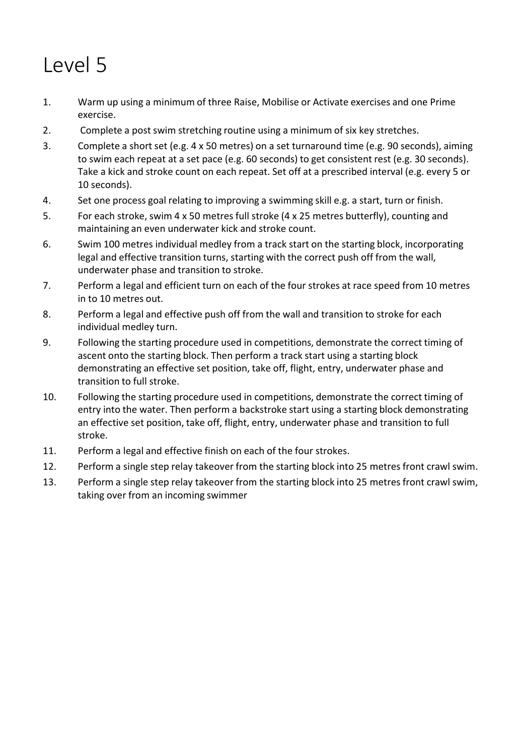# Level 5

1. Warm up using a minimum of three Raise, Mobilise or Activate exercises and one Prime exercise.
2. Complete a post swim stretching routine using a minimum of six key stretches.
3. Complete a short set (e.g. 4 x 50 metres) on a set turnaround time (e.g. 90 seconds), aiming to swim each repeat at a set pace (e.g. 60 seconds) to get consistent rest (e.g. 30 seconds). Take a kick and stroke count on each repeat. Set off at a prescribed interval (e.g. every 5 or 10 seconds).
4. Set one process goal relating to improving a swimming skill e.g. a start, turn or finish.
5. For each stroke, swim 4 x 50 metres full stroke (4 x 25 metres butterfly), counting and maintaining an even underwater kick and stroke count.
6. Swim 100 metres individual medley from a track start on the starting block, incorporating legal and effective transition turns, starting with the correct push off from the wall, underwater phase and transition to stroke.
7. Perform a legal and efficient turn on each of the four strokes at race speed from 10 metres in to 10 metres out.
8. Perform a legal and effective push off from the wall and transition to stroke for each individual medley turn.
9. Following the starting procedure used in competitions, demonstrate the correct timing of ascent onto the starting block. Then perform a track start using a starting block demonstrating an effective set position, take off, flight, entry, underwater phase and transition to full stroke.
10. Following the starting procedure used in competitions, demonstrate the correct timing of entry into the water. Then perform a backstroke start using a starting block demonstrating an effective set position, take off, flight, entry, underwater phase and transition to full stroke.
11. Perform a legal and effective finish on each of the four strokes.
12. Perform a single step relay takeover from the starting block into 25 metres front crawl swim.
13. Perform a single step relay takeover from the starting block into 25 metres front crawl swim, taking over from an incoming swimmer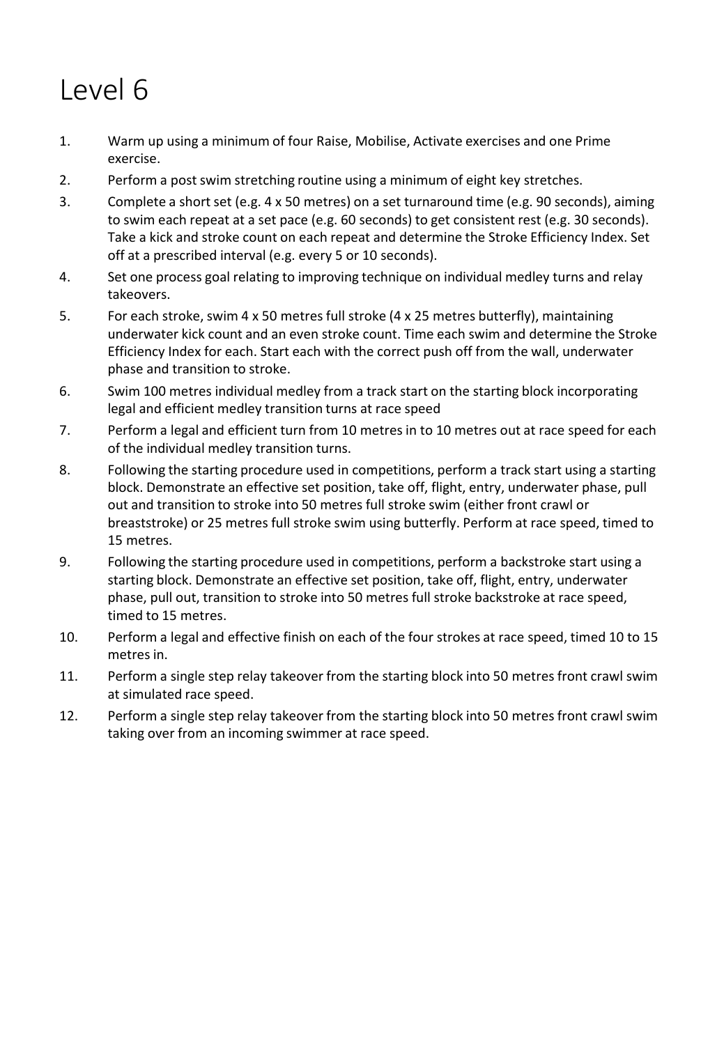# Level 6

1. Warm up using a minimum of four Raise, Mobilise, Activate exercises and one Prime exercise.
2. Perform a post swim stretching routine using a minimum of eight key stretches.
3. Complete a short set (e.g. 4 x 50 metres) on a set turnaround time (e.g. 90 seconds), aiming to swim each repeat at a set pace (e.g. 60 seconds) to get consistent rest (e.g. 30 seconds). Take a kick and stroke count on each repeat and determine the Stroke Efficiency Index. Set off at a prescribed interval (e.g. every 5 or 10 seconds).
4. Set one process goal relating to improving technique on individual medley turns and relay takeovers.
5. For each stroke, swim 4 x 50 metres full stroke (4 x 25 metres butterfly), maintaining underwater kick count and an even stroke count. Time each swim and determine the Stroke Efficiency Index for each. Start each with the correct push off from the wall, underwater phase and transition to stroke.
6. Swim 100 metres individual medley from a track start on the starting block incorporating legal and efficient medley transition turns at race speed
7. Perform a legal and efficient turn from 10 metres in to 10 metres out at race speed for each of the individual medley transition turns.
8. Following the starting procedure used in competitions, perform a track start using a starting block. Demonstrate an effective set position, take off, flight, entry, underwater phase, pull out and transition to stroke into 50 metres full stroke swim (either front crawl or breaststroke) or 25 metres full stroke swim using butterfly. Perform at race speed, timed to 15 metres.
9. Following the starting procedure used in competitions, perform a backstroke start using a starting block. Demonstrate an effective set position, take off, flight, entry, underwater phase, pull out, transition to stroke into 50 metres full stroke backstroke at race speed, timed to 15 metres.
10. Perform a legal and effective finish on each of the four strokes at race speed, timed 10 to 15 metres in.
11. Perform a single step relay takeover from the starting block into 50 metres front crawl swim at simulated race speed.
12. Perform a single step relay takeover from the starting block into 50 metres front crawl swim taking over from an incoming swimmer at race speed.